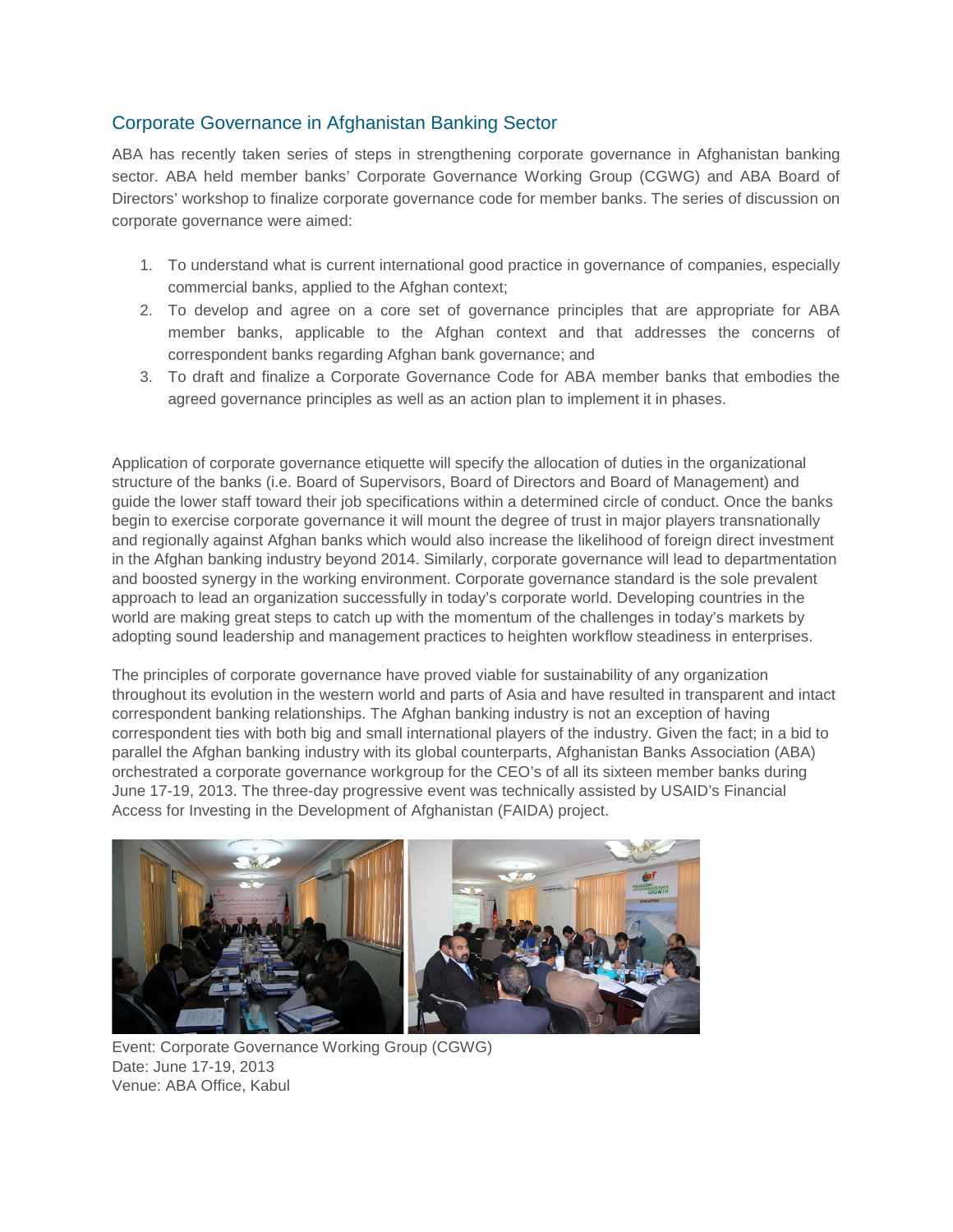## Corporate Governance in Afghanistan Banking Sector

ABA has recently taken series of steps in strengthening corporate governance in Afghanistan banking sector. ABA held member banks' Corporate Governance Working Group (CGWG) and ABA Board of Directors' workshop to finalize corporate governance code for member banks. The series of discussion on corporate governance were aimed:

1. To understand what is current international good practice in governance of companies, especially commercial banks, applied to the Afghan context;
2. To develop and agree on a core set of governance principles that are appropriate for ABA member banks, applicable to the Afghan context and that addresses the concerns of correspondent banks regarding Afghan bank governance; and
3. To draft and finalize a Corporate Governance Code for ABA member banks that embodies the agreed governance principles as well as an action plan to implement it in phases.

Application of corporate governance etiquette will specify the allocation of duties in the organizational structure of the banks (i.e. Board of Supervisors, Board of Directors and Board of Management) and guide the lower staff toward their job specifications within a determined circle of conduct. Once the banks begin to exercise corporate governance it will mount the degree of trust in major players transnationally and regionally against Afghan banks which would also increase the likelihood of foreign direct investment in the Afghan banking industry beyond 2014. Similarly, corporate governance will lead to departmentation and boosted synergy in the working environment. Corporate governance standard is the sole prevalent approach to lead an organization successfully in today's corporate world. Developing countries in the world are making great steps to catch up with the momentum of the challenges in today's markets by adopting sound leadership and management practices to heighten workflow steadiness in enterprises.

The principles of corporate governance have proved viable for sustainability of any organization throughout its evolution in the western world and parts of Asia and have resulted in transparent and intact correspondent banking relationships. The Afghan banking industry is not an exception of having correspondent ties with both big and small international players of the industry. Given the fact; in a bid to parallel the Afghan banking industry with its global counterparts, Afghanistan Banks Association (ABA) orchestrated a corporate governance workgroup for the CEO's of all its sixteen member banks during June 17-19, 2013. The three-day progressive event was technically assisted by USAID's Financial Access for Investing in the Development of Afghanistan (FAIDA) project.

Event: Corporate Governance Working Group (CGWG)
Date: June 17-19, 2013
Venue: ABA Office, Kabul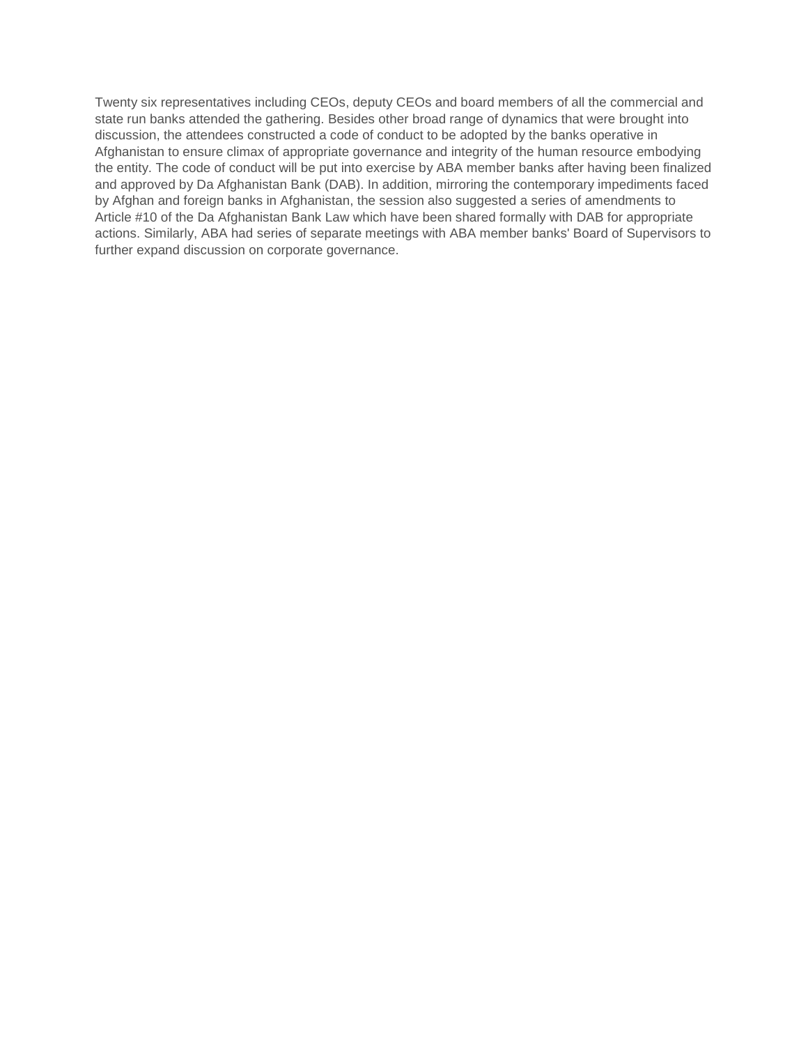Twenty six representatives including CEOs, deputy CEOs and board members of all the commercial and state run banks attended the gathering. Besides other broad range of dynamics that were brought into discussion, the attendees constructed a code of conduct to be adopted by the banks operative in Afghanistan to ensure climax of appropriate governance and integrity of the human resource embodying the entity. The code of conduct will be put into exercise by ABA member banks after having been finalized and approved by Da Afghanistan Bank (DAB). In addition, mirroring the contemporary impediments faced by Afghan and foreign banks in Afghanistan, the session also suggested a series of amendments to Article #10 of the Da Afghanistan Bank Law which have been shared formally with DAB for appropriate actions. Similarly, ABA had series of separate meetings with ABA member banks' Board of Supervisors to further expand discussion on corporate governance.